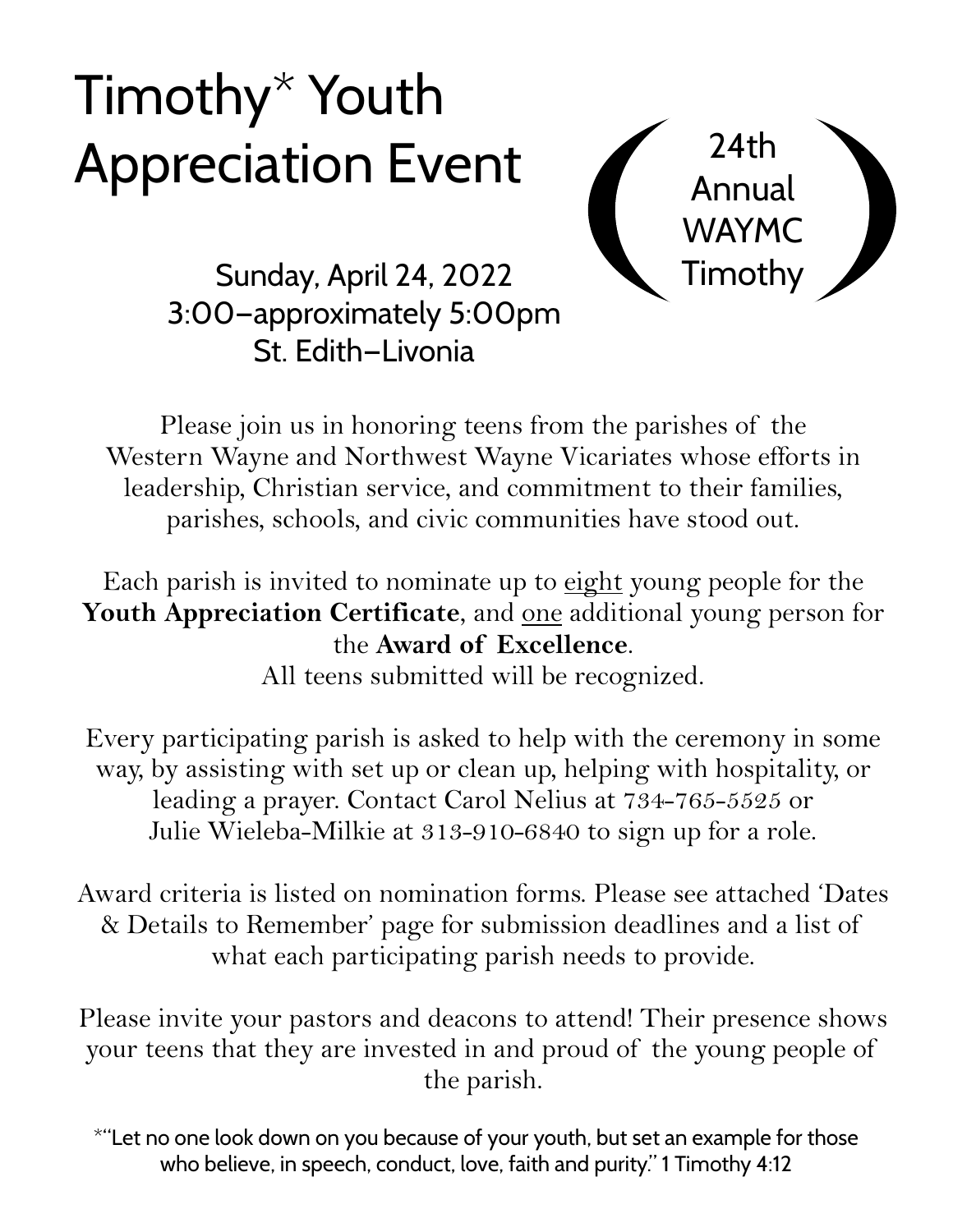# Timothy* Youth Appreciation Event

24th Annual WAYMC Timothy

Sunday, April 24, 2022
3:00–approximately 5:00pm
St. Edith–Livonia

Please join us in honoring teens from the parishes of the Western Wayne and Northwest Wayne Vicariates whose efforts in leadership, Christian service, and commitment to their families, parishes, schools, and civic communities have stood out.

Each parish is invited to nominate up to eight young people for the **Youth Appreciation Certificate**, and one additional young person for the **Award of Excellence**.
All teens submitted will be recognized.

Every participating parish is asked to help with the ceremony in some way, by assisting with set up or clean up, helping with hospitality, or leading a prayer. Contact Carol Nelius at 734-765-5525 or Julie Wieleba-Milkie at 313-910-6840 to sign up for a role.

Award criteria is listed on nomination forms. Please see attached 'Dates & Details to Remember' page for submission deadlines and a list of what each participating parish needs to provide.

Please invite your pastors and deacons to attend! Their presence shows your teens that they are invested in and proud of the young people of the parish.

*"Let no one look down on you because of your youth, but set an example for those who believe, in speech, conduct, love, faith and purity." 1 Timothy 4:12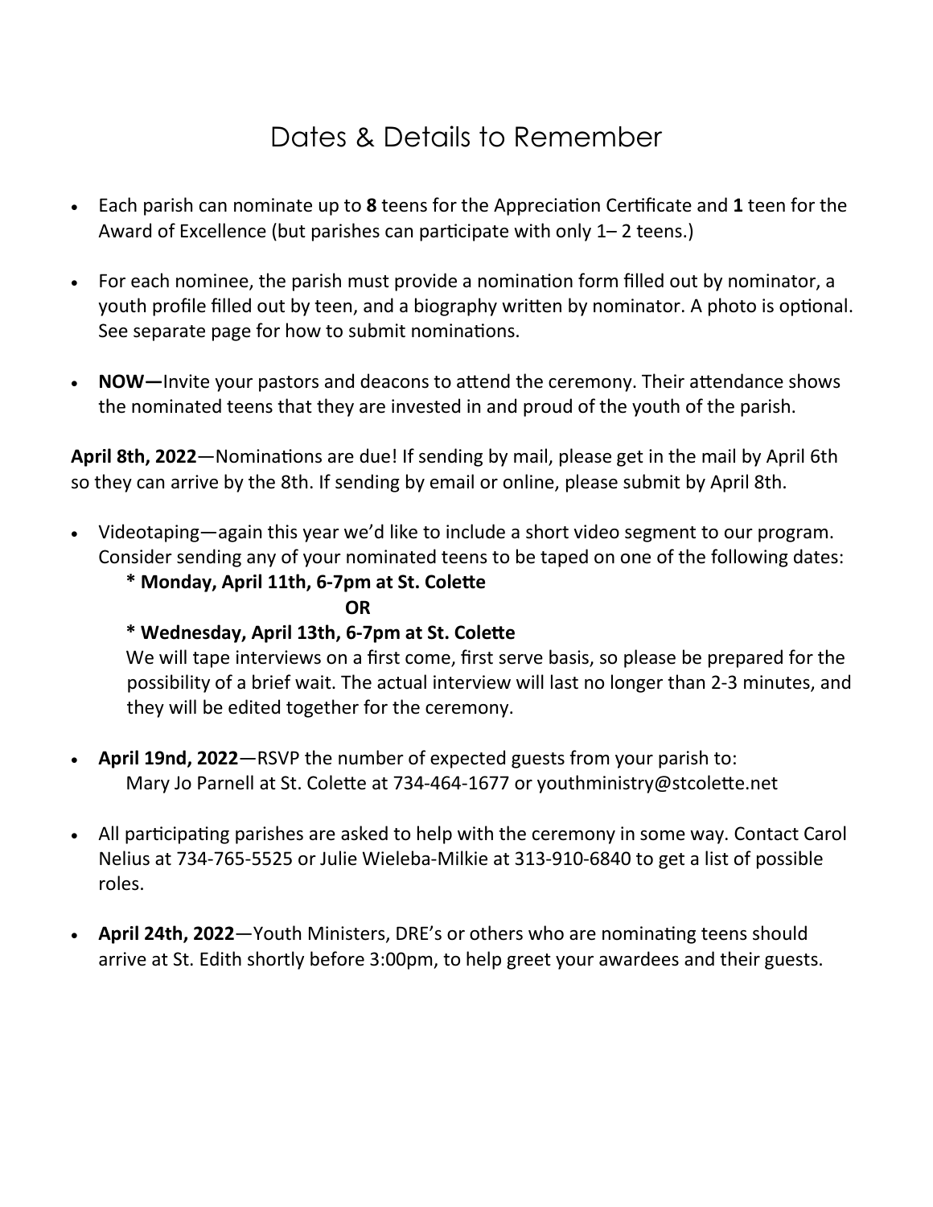# Dates & Details to Remember

- Each parish can nominate up to **8** teens for the Appreciation Certificate and **1** teen for the Award of Excellence (but parishes can participate with only 1– 2 teens.)

- For each nominee, the parish must provide a nomination form filled out by nominator, a youth profile filled out by teen, and a biography written by nominator. A photo is optional. See separate page for how to submit nominations.

- **NOW—**Invite your pastors and deacons to attend the ceremony. Their attendance shows the nominated teens that they are invested in and proud of the youth of the parish.

**April 8th, 2022**—Nominations are due! If sending by mail, please get in the mail by April 6th so they can arrive by the 8th. If sending by email or online, please submit by April 8th.

- Videotaping—again this year we'd like to include a short video segment to our program. Consider sending any of your nominated teens to be taped on one of the following dates:

  **\* Monday, April 11th, 6-7pm at St. Colette**

  **OR**

  **\* Wednesday, April 13th, 6-7pm at St. Colette**

  We will tape interviews on a first come, first serve basis, so please be prepared for the possibility of a brief wait. The actual interview will last no longer than 2-3 minutes, and they will be edited together for the ceremony.

- **April 19nd, 2022**—RSVP the number of expected guests from your parish to:
  Mary Jo Parnell at St. Colette at 734-464-1677 or youthministry@stcolette.net

- All participating parishes are asked to help with the ceremony in some way. Contact Carol Nelius at 734-765-5525 or Julie Wieleba-Milkie at 313-910-6840 to get a list of possible roles.

- **April 24th, 2022**—Youth Ministers, DRE's or others who are nominating teens should arrive at St. Edith shortly before 3:00pm, to help greet your awardees and their guests.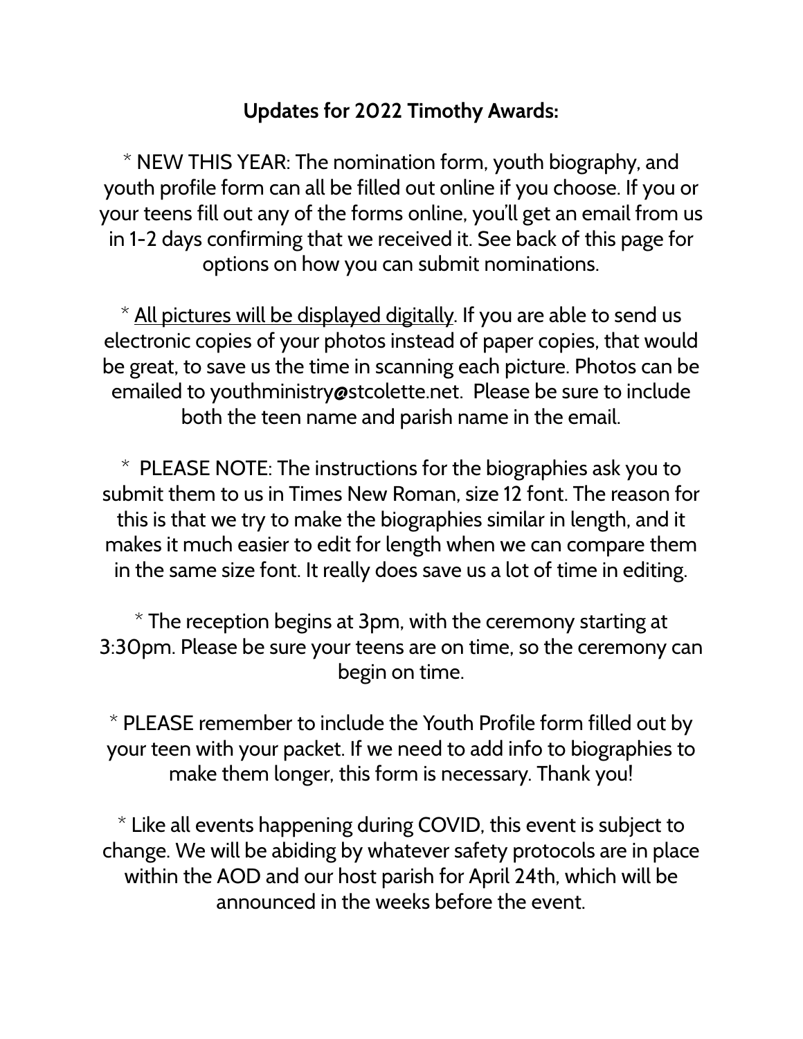**Updates for 2022 Timothy Awards:**

* NEW THIS YEAR: The nomination form, youth biography, and youth profile form can all be filled out online if you choose. If you or your teens fill out any of the forms online, you'll get an email from us in 1-2 days confirming that we received it. See back of this page for options on how you can submit nominations.

* <u>All pictures will be displayed digitally</u>. If you are able to send us electronic copies of your photos instead of paper copies, that would be great, to save us the time in scanning each picture. Photos can be emailed to youthministry@stcolette.net. Please be sure to include both the teen name and parish name in the email.

* PLEASE NOTE: The instructions for the biographies ask you to submit them to us in Times New Roman, size 12 font. The reason for this is that we try to make the biographies similar in length, and it makes it much easier to edit for length when we can compare them in the same size font. It really does save us a lot of time in editing.

* The reception begins at 3pm, with the ceremony starting at 3:30pm. Please be sure your teens are on time, so the ceremony can begin on time.

* PLEASE remember to include the Youth Profile form filled out by your teen with your packet. If we need to add info to biographies to make them longer, this form is necessary. Thank you!

* Like all events happening during COVID, this event is subject to change. We will be abiding by whatever safety protocols are in place within the AOD and our host parish for April 24th, which will be announced in the weeks before the event.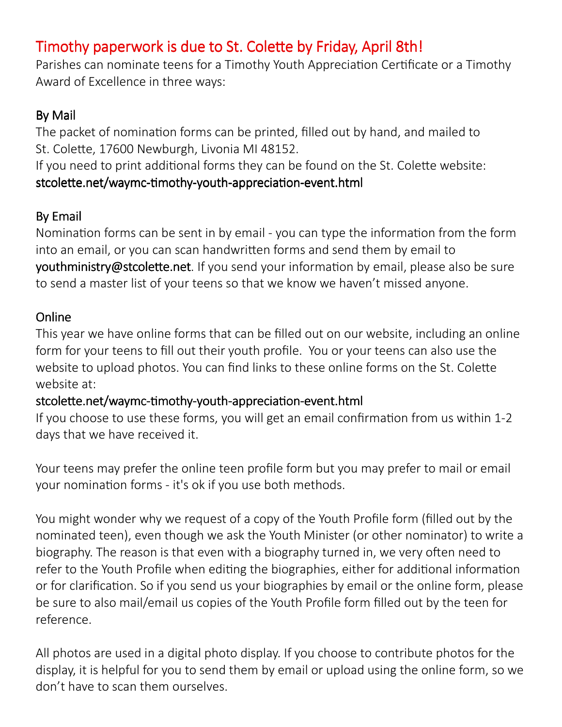## Timothy paperwork is due to St. Colette by Friday, April 8th!

Parishes can nominate teens for a Timothy Youth Appreciation Certificate or a Timothy Award of Excellence in three ways:

### By Mail

The packet of nomination forms can be printed, filled out by hand, and mailed to St. Colette, 17600 Newburgh, Livonia MI 48152.

If you need to print additional forms they can be found on the St. Colette website:
stcolette.net/waymc-timothy-youth-appreciation-event.html

### By Email

Nomination forms can be sent in by email - you can type the information from the form into an email, or you can scan handwritten forms and send them by email to youthministry@stcolette.net. If you send your information by email, please also be sure to send a master list of your teens so that we know we haven't missed anyone.

### Online

This year we have online forms that can be filled out on our website, including an online form for your teens to fill out their youth profile. You or your teens can also use the website to upload photos. You can find links to these online forms on the St. Colette website at:

stcolette.net/waymc-timothy-youth-appreciation-event.html

If you choose to use these forms, you will get an email confirmation from us within 1-2 days that we have received it.

Your teens may prefer the online teen profile form but you may prefer to mail or email your nomination forms - it's ok if you use both methods.

You might wonder why we request of a copy of the Youth Profile form (filled out by the nominated teen), even though we ask the Youth Minister (or other nominator) to write a biography. The reason is that even with a biography turned in, we very often need to refer to the Youth Profile when editing the biographies, either for additional information or for clarification. So if you send us your biographies by email or the online form, please be sure to also mail/email us copies of the Youth Profile form filled out by the teen for reference.

All photos are used in a digital photo display. If you choose to contribute photos for the display, it is helpful for you to send them by email or upload using the online form, so we don't have to scan them ourselves.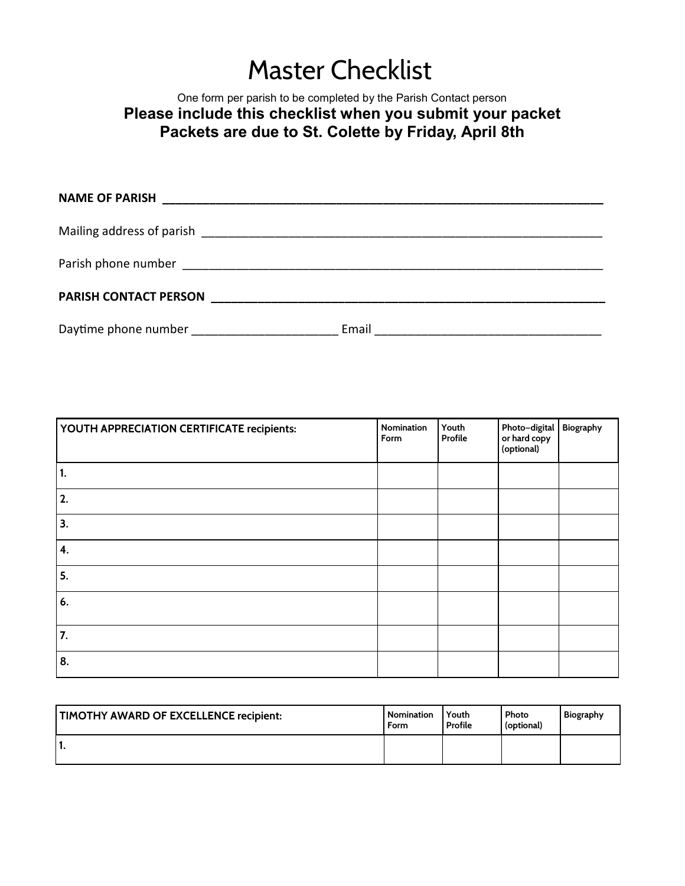# Master Checklist

One form per parish to be completed by the Parish Contact person

**Please include this checklist when you submit your packet**
**Packets are due to St. Colette by Friday, April 8th**

**NAME OF PARISH** ______________________________________________________________________

Mailing address of parish ______________________________________________________________

Parish phone number ___________________________________________________________________

**PARISH CONTACT PERSON** _______________________________________________________________

Daytime phone number ______________________ Email ___________________________________

| YOUTH APPRECIATION CERTIFICATE recipients: | Nomination Form | Youth Profile | Photo–digital or hard copy (optional) | Biography |
|---|---|---|---|---|
| 1. | | | | |
| 2. | | | | |
| 3. | | | | |
| 4. | | | | |
| 5. | | | | |
| 6. | | | | |
| 7. | | | | |
| 8. | | | | |

| TIMOTHY AWARD OF EXCELLENCE recipient: | Nomination Form | Youth Profile | Photo (optional) | Biography |
|---|---|---|---|---|
| 1. | | | | |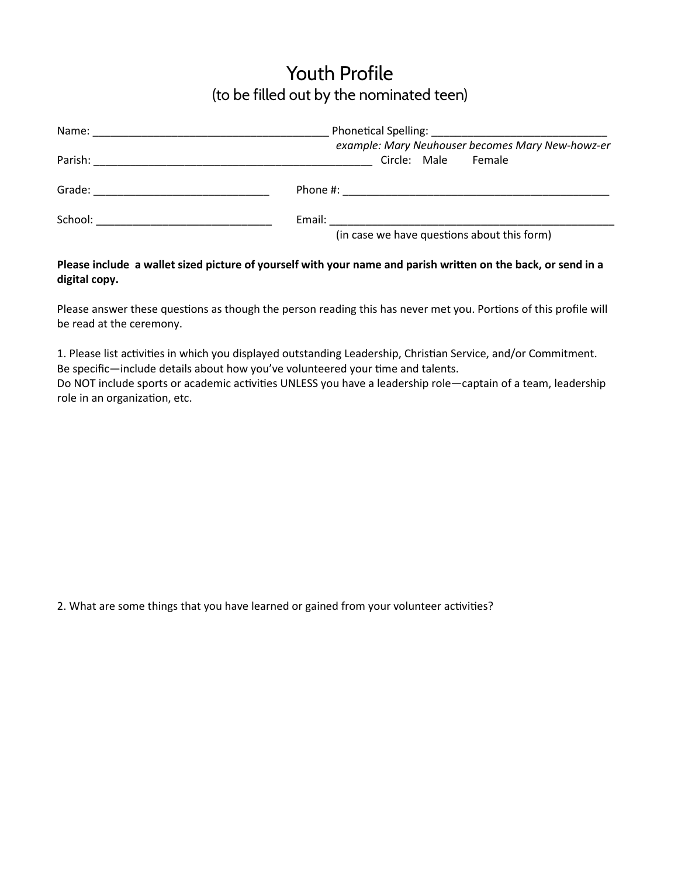# Youth Profile

(to be filled out by the nominated teen)

Name: _______________________________________ Phonetical Spelling: _____________________________

*example: Mary Neuhouser becomes Mary New-howz-er*

Parish: _______________________________________________ Circle: Male Female

Grade: _____________________________ Phone #: ____________________________________________

School: _____________________________ Email: ________________________________________________

(in case we have questions about this form)

**Please include a wallet sized picture of yourself with your name and parish written on the back, or send in a digital copy.**

Please answer these questions as though the person reading this has never met you. Portions of this profile will be read at the ceremony.

1. Please list activities in which you displayed outstanding Leadership, Christian Service, and/or Commitment. Be specific—include details about how you've volunteered your time and talents.
Do NOT include sports or academic activities UNLESS you have a leadership role—captain of a team, leadership role in an organization, etc.

2. What are some things that you have learned or gained from your volunteer activities?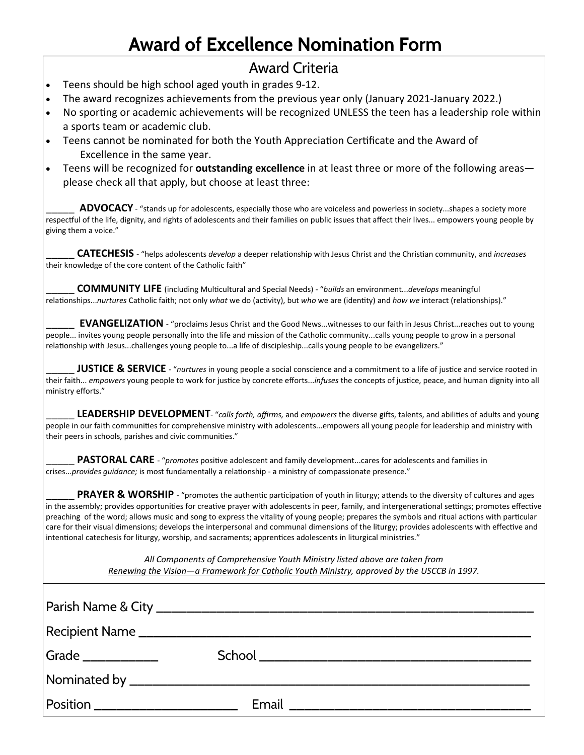# Award of Excellence Nomination Form

## Award Criteria

- Teens should be high school aged youth in grades 9-12.
- The award recognizes achievements from the previous year only (January 2021-January 2022.)
- No sporting or academic achievements will be recognized UNLESS the teen has a leadership role within a sports team or academic club.
- Teens cannot be nominated for both the Youth Appreciation Certificate and the Award of Excellence in the same year.
- Teens will be recognized for **outstanding excellence** in at least three or more of the following areas—please check all that apply, but choose at least three:

_____ **ADVOCACY** - "stands up for adolescents, especially those who are voiceless and powerless in society...shapes a society more respectful of the life, dignity, and rights of adolescents and their families on public issues that affect their lives... empowers young people by giving them a voice."

_____ **CATECHESIS** - "helps adolescents *develop* a deeper relationship with Jesus Christ and the Christian community, and *increases* their knowledge of the core content of the Catholic faith"

_____ **COMMUNITY LIFE** (including Multicultural and Special Needs) - "*builds* an environment...*develops* meaningful relationships...*nurtures* Catholic faith; not only *what* we do (activity), but *who* we are (identity) and *how we* interact (relationships)."

_____ **EVANGELIZATION** - "proclaims Jesus Christ and the Good News...witnesses to our faith in Jesus Christ...reaches out to young people... invites young people personally into the life and mission of the Catholic community...calls young people to grow in a personal relationship with Jesus...challenges young people to...a life of discipleship...calls young people to be evangelizers."

_____ **JUSTICE & SERVICE** - "*nurtures* in young people a social conscience and a commitment to a life of justice and service rooted in their faith... *empowers* young people to work for justice by concrete efforts...*infuses* the concepts of justice, peace, and human dignity into all ministry efforts."

_____ **LEADERSHIP DEVELOPMENT**- "*calls forth, affirms,* and *empowers* the diverse gifts, talents, and abilities of adults and young people in our faith communities for comprehensive ministry with adolescents...empowers all young people for leadership and ministry with their peers in schools, parishes and civic communities."

_____ **PASTORAL CARE** - "*promotes* positive adolescent and family development...cares for adolescents and families in crises...*provides guidance;* is most fundamentally a relationship - a ministry of compassionate presence."

_____ **PRAYER & WORSHIP** - "promotes the authentic participation of youth in liturgy; attends to the diversity of cultures and ages in the assembly; provides opportunities for creative prayer with adolescents in peer, family, and intergenerational settings; promotes effective preaching of the word; allows music and song to express the vitality of young people; prepares the symbols and ritual actions with particular care for their visual dimensions; develops the interpersonal and communal dimensions of the liturgy; provides adolescents with effective and intentional catechesis for liturgy, worship, and sacraments; apprentices adolescents in liturgical ministries."

*All Components of Comprehensive Youth Ministry listed above are taken from Renewing the Vision—a Framework for Catholic Youth Ministry, approved by the USCCB in 1997.*

Parish Name & City ________________________________________________

Recipient Name ________________________________________________

Grade __________ School ________________________________

Nominated by ________________________________________________

Position __________________ Email ______________________________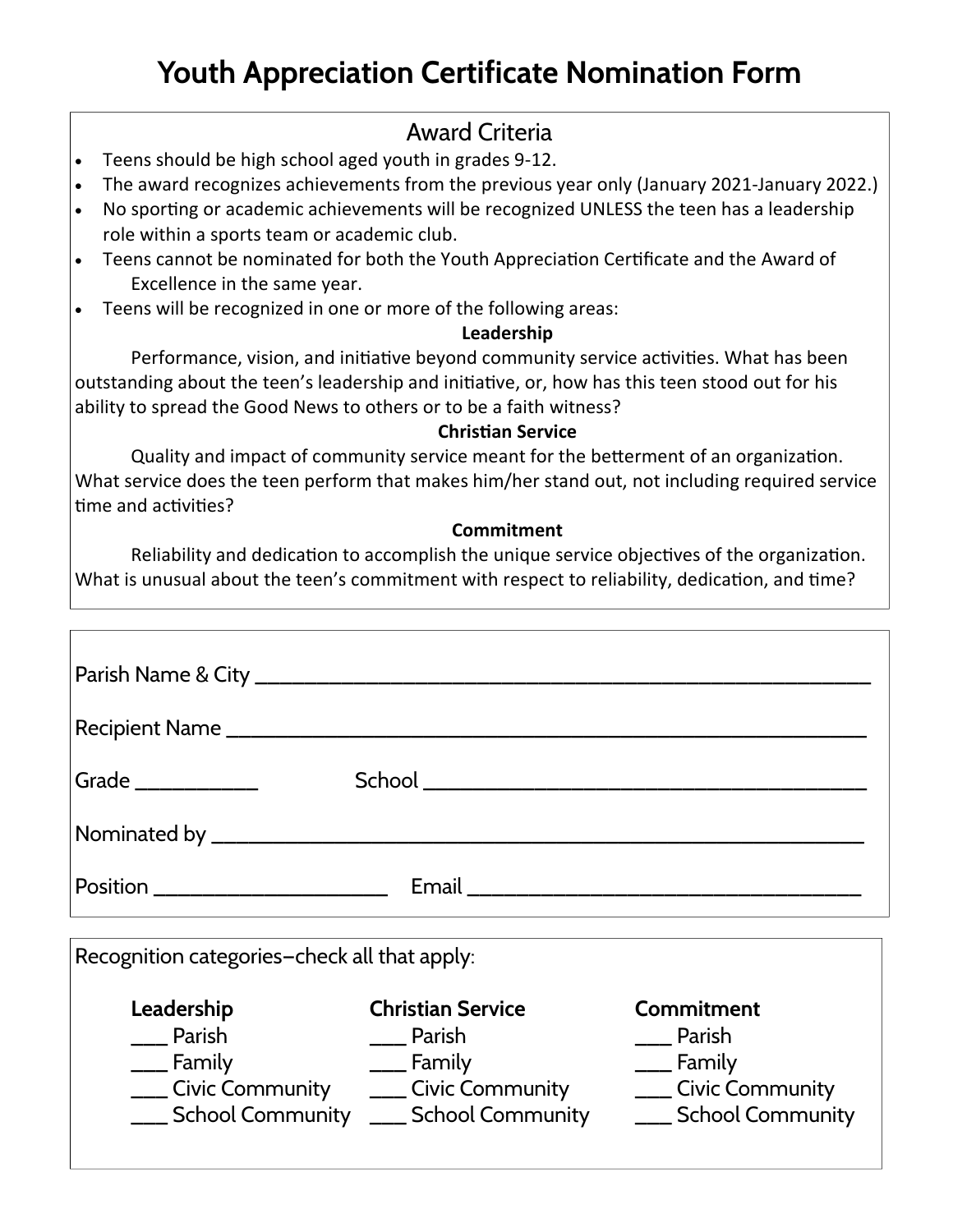# Youth Appreciation Certificate Nomination Form

## Award Criteria

- Teens should be high school aged youth in grades 9-12.
- The award recognizes achievements from the previous year only (January 2021-January 2022.)
- No sporting or academic achievements will be recognized UNLESS the teen has a leadership role within a sports team or academic club.
- Teens cannot be nominated for both the Youth Appreciation Certificate and the Award of Excellence in the same year.
- Teens will be recognized in one or more of the following areas:

**Leadership**

Performance, vision, and initiative beyond community service activities. What has been outstanding about the teen's leadership and initiative, or, how has this teen stood out for his ability to spread the Good News to others or to be a faith witness?

**Christian Service**

Quality and impact of community service meant for the betterment of an organization. What service does the teen perform that makes him/her stand out, not including required service time and activities?

**Commitment**

Reliability and dedication to accomplish the unique service objectives of the organization. What is unusual about the teen's commitment with respect to reliability, dedication, and time?

---

Parish Name & City ______________________________________________

Recipient Name ______________________________________________

Grade ___________ School ______________________________________

Nominated by ______________________________________________

Position ____________________ Email ______________________________

---

Recognition categories–check all that apply:

| Leadership | Christian Service | Commitment |
|---|---|---|
| ___ Parish | ___ Parish | ___ Parish |
| ___ Family | ___ Family | ___ Family |
| ___ Civic Community | ___ Civic Community | ___ Civic Community |
| ___ School Community | ___ School Community | ___ School Community |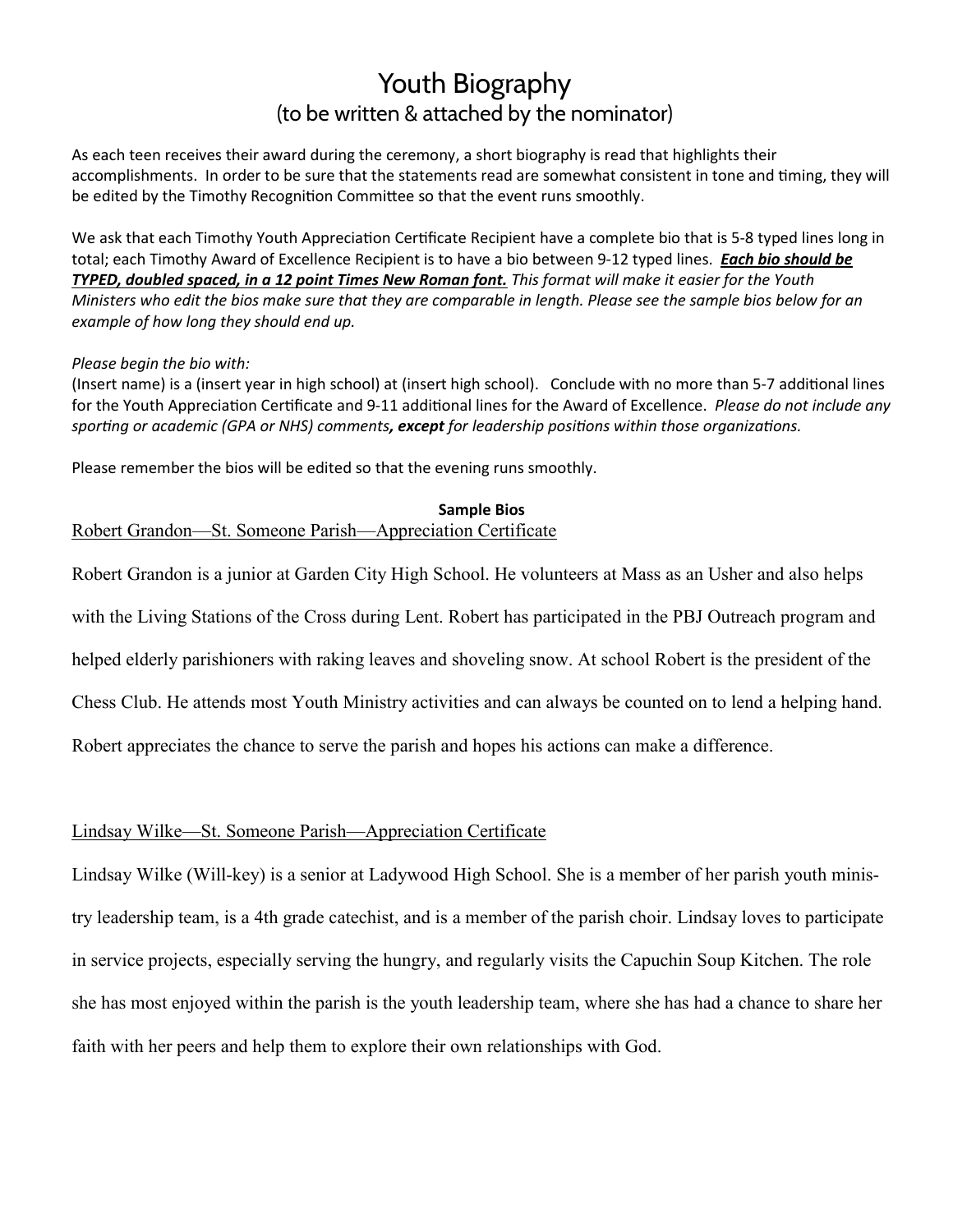# Youth Biography
## (to be written & attached by the nominator)

As each teen receives their award during the ceremony, a short biography is read that highlights their accomplishments. In order to be sure that the statements read are somewhat consistent in tone and timing, they will be edited by the Timothy Recognition Committee so that the event runs smoothly.

We ask that each Timothy Youth Appreciation Certificate Recipient have a complete bio that is 5-8 typed lines long in total; each Timothy Award of Excellence Recipient is to have a bio between 9-12 typed lines. ***Each bio should be TYPED, doubled spaced, in a 12 point Times New Roman font.*** *This format will make it easier for the Youth Ministers who edit the bios make sure that they are comparable in length. Please see the sample bios below for an example of how long they should end up.*

*Please begin the bio with:*
(Insert name) is a (insert year in high school) at (insert high school). Conclude with no more than 5-7 additional lines for the Youth Appreciation Certificate and 9-11 additional lines for the Award of Excellence. *Please do not include any sporting or academic (GPA or NHS) comments**, except** for leadership positions within those organizations.*

Please remember the bios will be edited so that the evening runs smoothly.

**Sample Bios**

Robert Grandon—St. Someone Parish—Appreciation Certificate

Robert Grandon is a junior at Garden City High School. He volunteers at Mass as an Usher and also helps with the Living Stations of the Cross during Lent. Robert has participated in the PBJ Outreach program and helped elderly parishioners with raking leaves and shoveling snow. At school Robert is the president of the Chess Club. He attends most Youth Ministry activities and can always be counted on to lend a helping hand. Robert appreciates the chance to serve the parish and hopes his actions can make a difference.

Lindsay Wilke—St. Someone Parish—Appreciation Certificate

Lindsay Wilke (Will-key) is a senior at Ladywood High School. She is a member of her parish youth ministry leadership team, is a 4th grade catechist, and is a member of the parish choir. Lindsay loves to participate in service projects, especially serving the hungry, and regularly visits the Capuchin Soup Kitchen. The role she has most enjoyed within the parish is the youth leadership team, where she has had a chance to share her faith with her peers and help them to explore their own relationships with God.